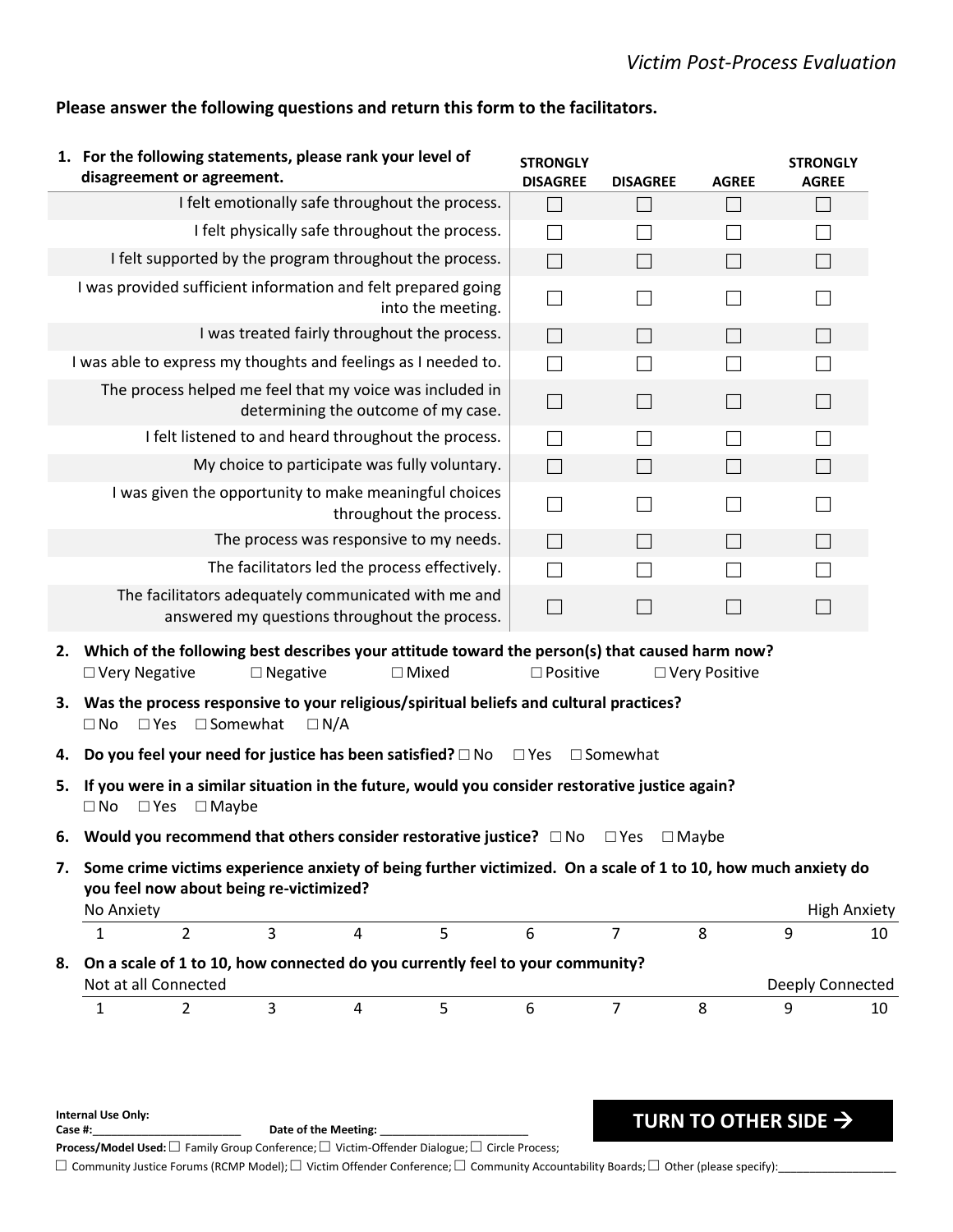*Victim Post-Process Evaluation*

**Please answer the following questions and return this form to the facilitators.**

| **1. For the following statements, please rank your level of disagreement or agreement.** | **STRONGLY DISAGREE** | **DISAGREE** | **AGREE** | **STRONGLY AGREE** |
|---|---|---|---|---|
| I felt emotionally safe throughout the process. | ☐ | ☐ | ☐ | ☐ |
| I felt physically safe throughout the process. | ☐ | ☐ | ☐ | ☐ |
| I felt supported by the program throughout the process. | ☐ | ☐ | ☐ | ☐ |
| I was provided sufficient information and felt prepared going into the meeting. | ☐ | ☐ | ☐ | ☐ |
| I was treated fairly throughout the process. | ☐ | ☐ | ☐ | ☐ |
| I was able to express my thoughts and feelings as I needed to. | ☐ | ☐ | ☐ | ☐ |
| The process helped me feel that my voice was included in determining the outcome of my case. | ☐ | ☐ | ☐ | ☐ |
| I felt listened to and heard throughout the process. | ☐ | ☐ | ☐ | ☐ |
| My choice to participate was fully voluntary. | ☐ | ☐ | ☐ | ☐ |
| I was given the opportunity to make meaningful choices throughout the process. | ☐ | ☐ | ☐ | ☐ |
| The process was responsive to my needs. | ☐ | ☐ | ☐ | ☐ |
| The facilitators led the process effectively. | ☐ | ☐ | ☐ | ☐ |
| The facilitators adequately communicated with me and answered my questions throughout the process. | ☐ | ☐ | ☐ | ☐ |

2. **Which of the following best describes your attitude toward the person(s) that caused harm now?**
   ☐ Very Negative ☐ Negative ☐ Mixed ☐ Positive ☐ Very Positive

3. **Was the process responsive to your religious/spiritual beliefs and cultural practices?**
   ☐ No ☐ Yes ☐ Somewhat ☐ N/A

4. **Do you feel your need for justice has been satisfied?** ☐ No ☐ Yes ☐ Somewhat

5. **If you were in a similar situation in the future, would you consider restorative justice again?**
   ☐ No ☐ Yes ☐ Maybe

6. **Would you recommend that others consider restorative justice?** ☐ No ☐ Yes ☐ Maybe

7. **Some crime victims experience anxiety of being further victimized. On a scale of 1 to 10, how much anxiety do you feel now about being re-victimized?**

| No Anxiety | | | | | | | | | High Anxiety |
|---|---|---|---|---|---|---|---|---|---|
| 1 | 2 | 3 | 4 | 5 | 6 | 7 | 8 | 9 | 10 |

8. **On a scale of 1 to 10, how connected do you currently feel to your community?**

| Not at all Connected | | | | | | | | | Deeply Connected |
|---|---|---|---|---|---|---|---|---|---|
| 1 | 2 | 3 | 4 | 5 | 6 | 7 | 8 | 9 | 10 |

**TURN TO OTHER SIDE →**

**Internal Use Only:**
**Case #:**________________________ **Date of the Meeting:** ________________________
**Process/Model Used:** ☐ Family Group Conference; ☐ Victim-Offender Dialogue; ☐ Circle Process;
☐ Community Justice Forums (RCMP Model); ☐ Victim Offender Conference; ☐ Community Accountability Boards; ☐ Other (please specify):___________________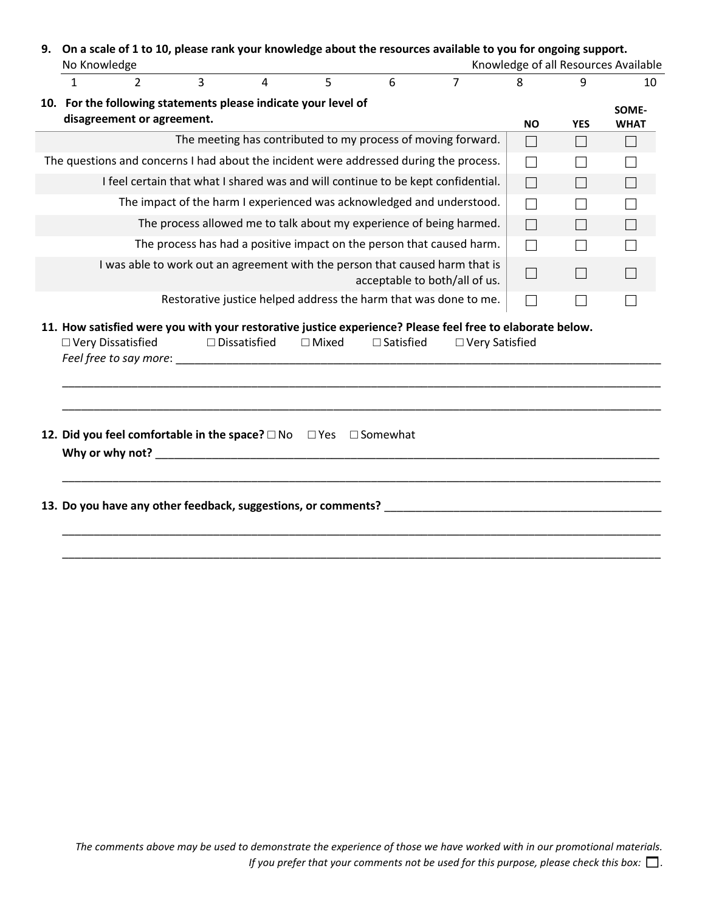**9. On a scale of 1 to 10, please rank your knowledge about the resources available to you for ongoing support.**

| No Knowledge | | | | | | | Knowledge of all Resources Available | | |
|---|---|---|---|---|---|---|---|---|---|
| 1 | 2 | 3 | 4 | 5 | 6 | 7 | 8 | 9 | 10 |

**10. For the following statements please indicate your level of disagreement or agreement.**

| | **NO** | **YES** | **SOME-WHAT** |
|---|---|---|---|
| The meeting has contributed to my process of moving forward. | ☐ | ☐ | ☐ |
| The questions and concerns I had about the incident were addressed during the process. | ☐ | ☐ | ☐ |
| I feel certain that what I shared was and will continue to be kept confidential. | ☐ | ☐ | ☐ |
| The impact of the harm I experienced was acknowledged and understood. | ☐ | ☐ | ☐ |
| The process allowed me to talk about my experience of being harmed. | ☐ | ☐ | ☐ |
| The process has had a positive impact on the person that caused harm. | ☐ | ☐ | ☐ |
| I was able to work out an agreement with the person that caused harm that is acceptable to both/all of us. | ☐ | ☐ | ☐ |
| Restorative justice helped address the harm that was done to me. | ☐ | ☐ | ☐ |

**11. How satisfied were you with your restorative justice experience? Please feel free to elaborate below.**

☐ Very Dissatisfied ☐ Dissatisfied ☐ Mixed ☐ Satisfied ☐ Very Satisfied

*Feel free to say more*: ______________________________________________________________________________

______________________________________________________________________________________________

______________________________________________________________________________________________

**12. Did you feel comfortable in the space?** ☐ No ☐ Yes ☐ Somewhat

**Why or why not?** ___________________________________________________________________________

______________________________________________________________________________________________

**13. Do you have any other feedback, suggestions, or comments?** _______________________________________

______________________________________________________________________________________________

______________________________________________________________________________________________

*The comments above may be used to demonstrate the experience of those we have worked with in our promotional materials. If you prefer that your comments not be used for this purpose, please check this box:* ☐.